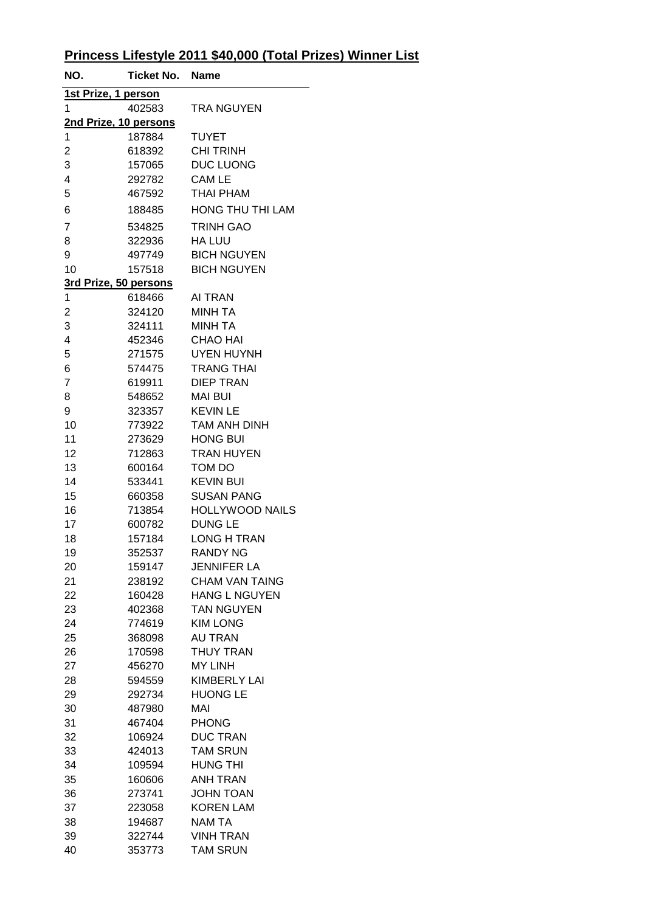# Princess Lifestyle 2011 $40,000 (Total Prizes) Winner List

| NO. | Ticket No. | Name |
|---|---|---|
| **1st Prize, 1 person** | | |
| 1 | 402583 | TRA NGUYEN |
| **2nd Prize, 10 persons** | | |
| 1 | 187884 | TUYET |
| 2 | 618392 | CHI TRINH |
| 3 | 157065 | DUC LUONG |
| 4 | 292782 | CAM LE |
| 5 | 467592 | THAI PHAM |
| 6 | 188485 | HONG THU THI LAM |
| 7 | 534825 | TRINH GAO |
| 8 | 322936 | HA LUU |
| 9 | 497749 | BICH NGUYEN |
| 10 | 157518 | BICH NGUYEN |
| **3rd Prize, 50 persons** | | |
| 1 | 618466 | AI TRAN |
| 2 | 324120 | MINH TA |
| 3 | 324111 | MINH TA |
| 4 | 452346 | CHAO HAI |
| 5 | 271575 | UYEN HUYNH |
| 6 | 574475 | TRANG THAI |
| 7 | 619911 | DIEP TRAN |
| 8 | 548652 | MAI BUI |
| 9 | 323357 | KEVIN LE |
| 10 | 773922 | TAM ANH DINH |
| 11 | 273629 | HONG BUI |
| 12 | 712863 | TRAN HUYEN |
| 13 | 600164 | TOM DO |
| 14 | 533441 | KEVIN BUI |
| 15 | 660358 | SUSAN PANG |
| 16 | 713854 | HOLLYWOOD NAILS |
| 17 | 600782 | DUNG LE |
| 18 | 157184 | LONG H TRAN |
| 19 | 352537 | RANDY NG |
| 20 | 159147 | JENNIFER LA |
| 21 | 238192 | CHAM VAN TAING |
| 22 | 160428 | HANG L NGUYEN |
| 23 | 402368 | TAN NGUYEN |
| 24 | 774619 | KIM LONG |
| 25 | 368098 | AU TRAN |
| 26 | 170598 | THUY TRAN |
| 27 | 456270 | MY LINH |
| 28 | 594559 | KIMBERLY LAI |
| 29 | 292734 | HUONG LE |
| 30 | 487980 | MAI |
| 31 | 467404 | PHONG |
| 32 | 106924 | DUC TRAN |
| 33 | 424013 | TAM SRUN |
| 34 | 109594 | HUNG THI |
| 35 | 160606 | ANH TRAN |
| 36 | 273741 | JOHN TOAN |
| 37 | 223058 | KOREN LAM |
| 38 | 194687 | NAM TA |
| 39 | 322744 | VINH TRAN |
| 40 | 353773 | TAM SRUN |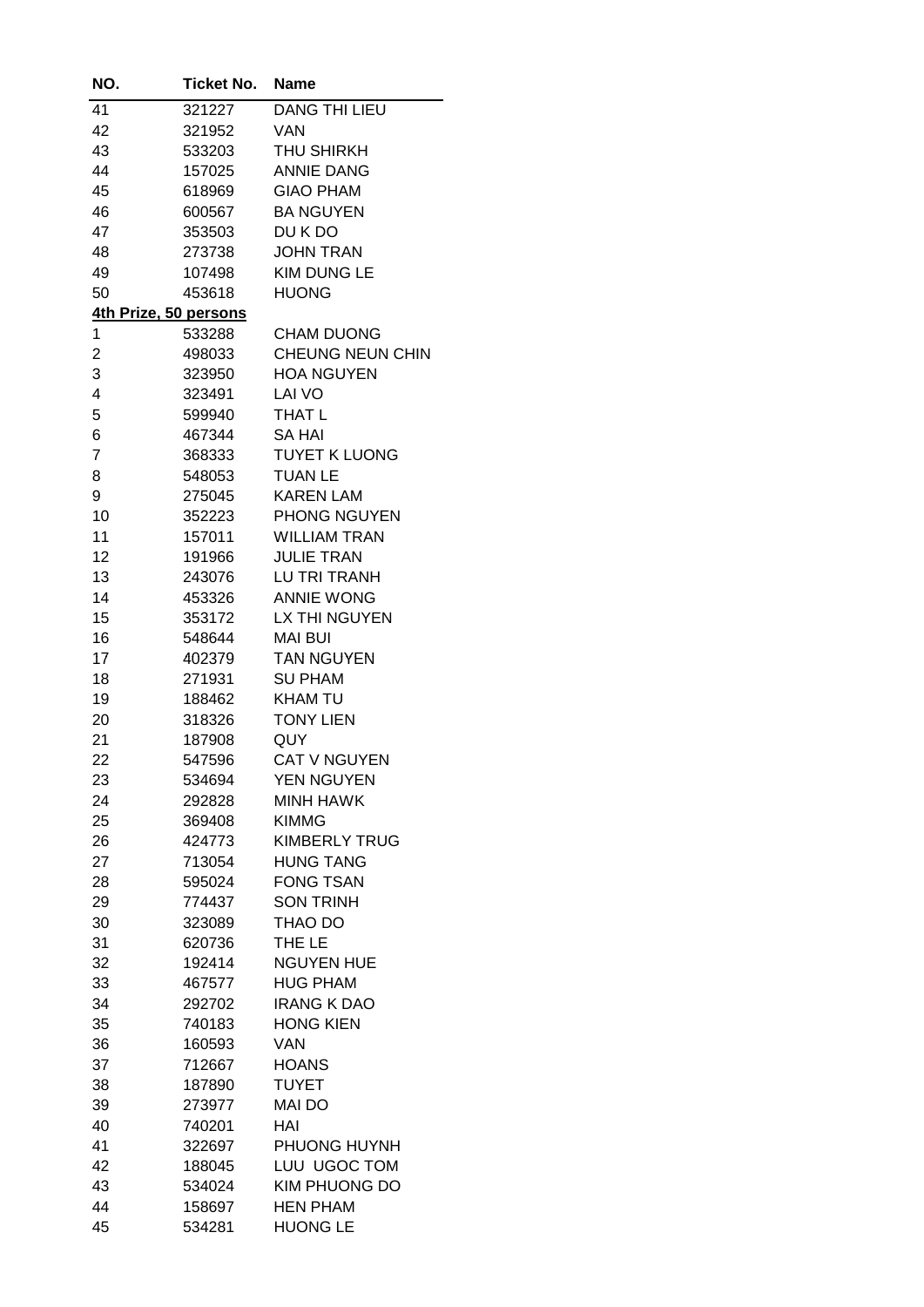| NO. | Ticket No. | Name |
|---|---|---|
| 41 | 321227 | DANG THI LIEU |
| 42 | 321952 | VAN |
| 43 | 533203 | THU SHIRKH |
| 44 | 157025 | ANNIE DANG |
| 45 | 618969 | GIAO PHAM |
| 46 | 600567 | BA NGUYEN |
| 47 | 353503 | DU K DO |
| 48 | 273738 | JOHN TRAN |
| 49 | 107498 | KIM DUNG LE |
| 50 | 453618 | HUONG |
| **4th Prize, 50 persons** | | |
| 1 | 533288 | CHAM DUONG |
| 2 | 498033 | CHEUNG NEUN CHIN |
| 3 | 323950 | HOA NGUYEN |
| 4 | 323491 | LAI VO |
| 5 | 599940 | THAT L |
| 6 | 467344 | SA HAI |
| 7 | 368333 | TUYET K LUONG |
| 8 | 548053 | TUAN LE |
| 9 | 275045 | KAREN LAM |
| 10 | 352223 | PHONG NGUYEN |
| 11 | 157011 | WILLIAM TRAN |
| 12 | 191966 | JULIE TRAN |
| 13 | 243076 | LU TRI TRANH |
| 14 | 453326 | ANNIE WONG |
| 15 | 353172 | LX THI NGUYEN |
| 16 | 548644 | MAI BUI |
| 17 | 402379 | TAN NGUYEN |
| 18 | 271931 | SU PHAM |
| 19 | 188462 | KHAM TU |
| 20 | 318326 | TONY LIEN |
| 21 | 187908 | QUY |
| 22 | 547596 | CAT V NGUYEN |
| 23 | 534694 | YEN NGUYEN |
| 24 | 292828 | MINH HAWK |
| 25 | 369408 | KIMMG |
| 26 | 424773 | KIMBERLY TRUG |
| 27 | 713054 | HUNG TANG |
| 28 | 595024 | FONG TSAN |
| 29 | 774437 | SON TRINH |
| 30 | 323089 | THAO DO |
| 31 | 620736 | THE LE |
| 32 | 192414 | NGUYEN HUE |
| 33 | 467577 | HUG PHAM |
| 34 | 292702 | IRANG K DAO |
| 35 | 740183 | HONG KIEN |
| 36 | 160593 | VAN |
| 37 | 712667 | HOANS |
| 38 | 187890 | TUYET |
| 39 | 273977 | MAI DO |
| 40 | 740201 | HAI |
| 41 | 322697 | PHUONG HUYNH |
| 42 | 188045 | LUU UGOC TOM |
| 43 | 534024 | KIM PHUONG DO |
| 44 | 158697 | HEN PHAM |
| 45 | 534281 | HUONG LE |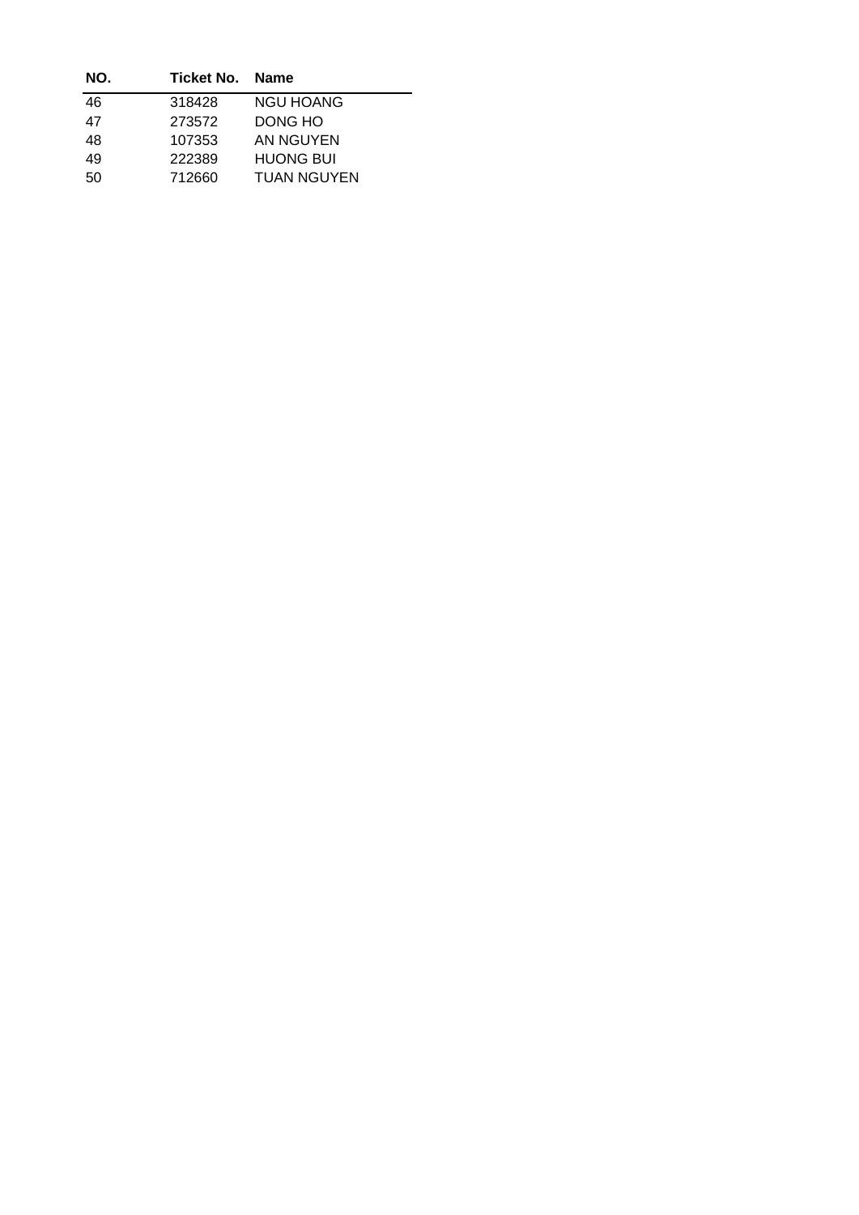| NO. | Ticket No. | Name |
| --- | --- | --- |
| 46 | 318428 | NGU HOANG |
| 47 | 273572 | DONG HO |
| 48 | 107353 | AN NGUYEN |
| 49 | 222389 | HUONG BUI |
| 50 | 712660 | TUAN NGUYEN |